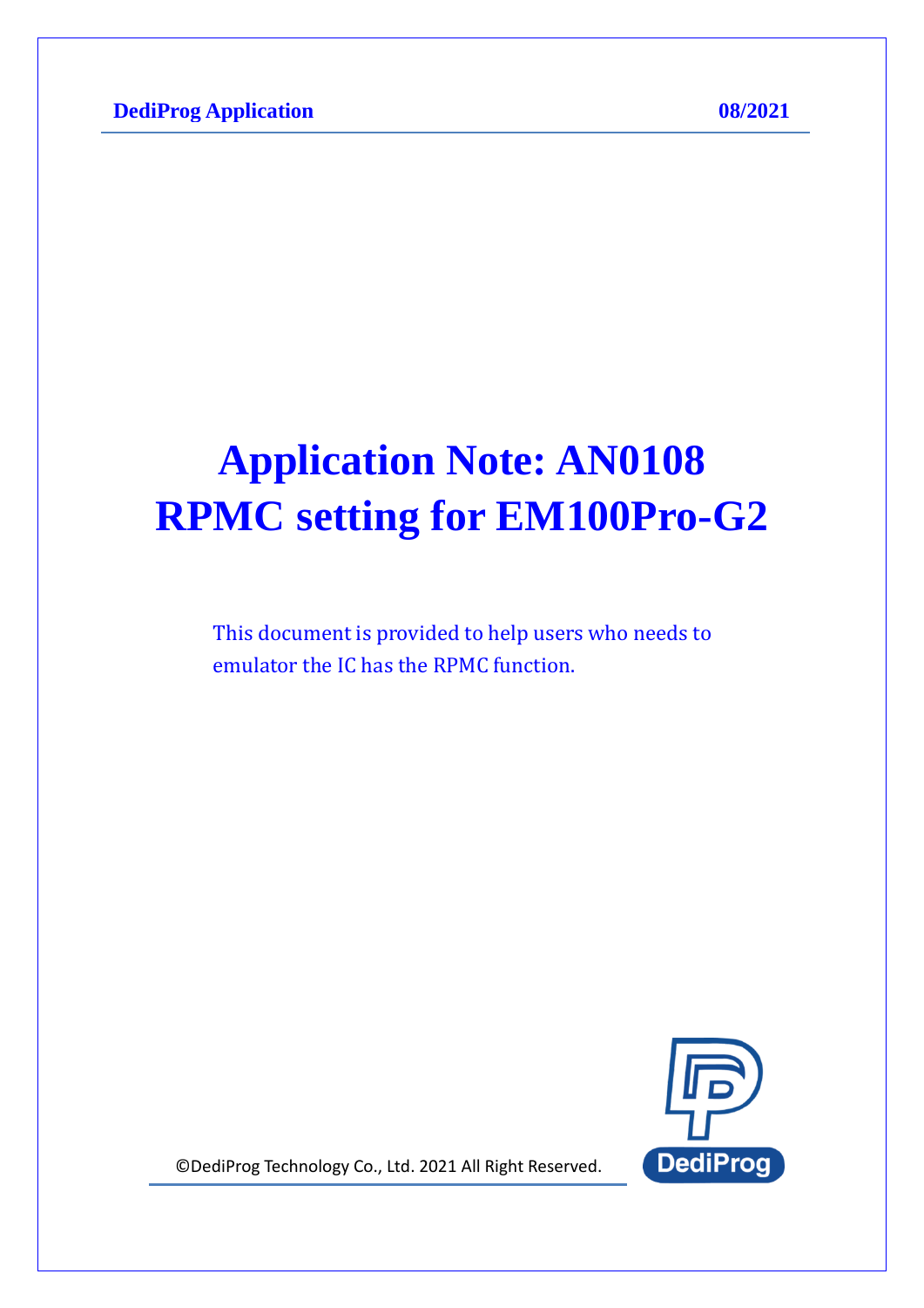# Application Note: AN0108
# RPMC setting for EM100Pro-G2

This document is provided to help users who needs to emulator the IC has the RPMC function.

©DediProg Technology Co., Ltd. 2021 All Right Reserved.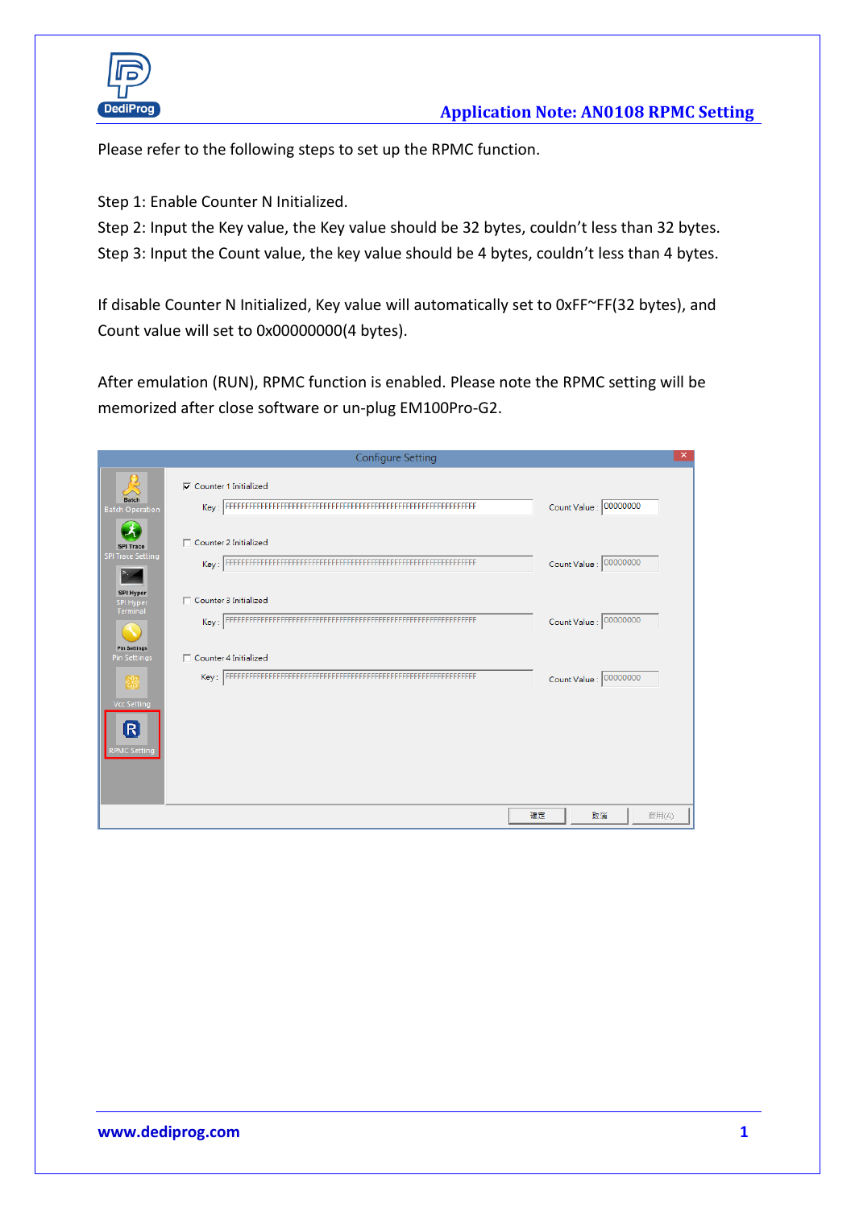Please refer to the following steps to set up the RPMC function.

Step 1: Enable Counter N Initialized.
Step 2: Input the Key value, the Key value should be 32 bytes, couldn't less than 32 bytes.
Step 3: Input the Count value, the key value should be 4 bytes, couldn't less than 4 bytes.

If disable Counter N Initialized, Key value will automatically set to 0xFF~FF(32 bytes), and Count value will set to 0x00000000(4 bytes).

After emulation (RUN), RPMC function is enabled. Please note the RPMC setting will be memorized after close software or un-plug EM100Pro-G2.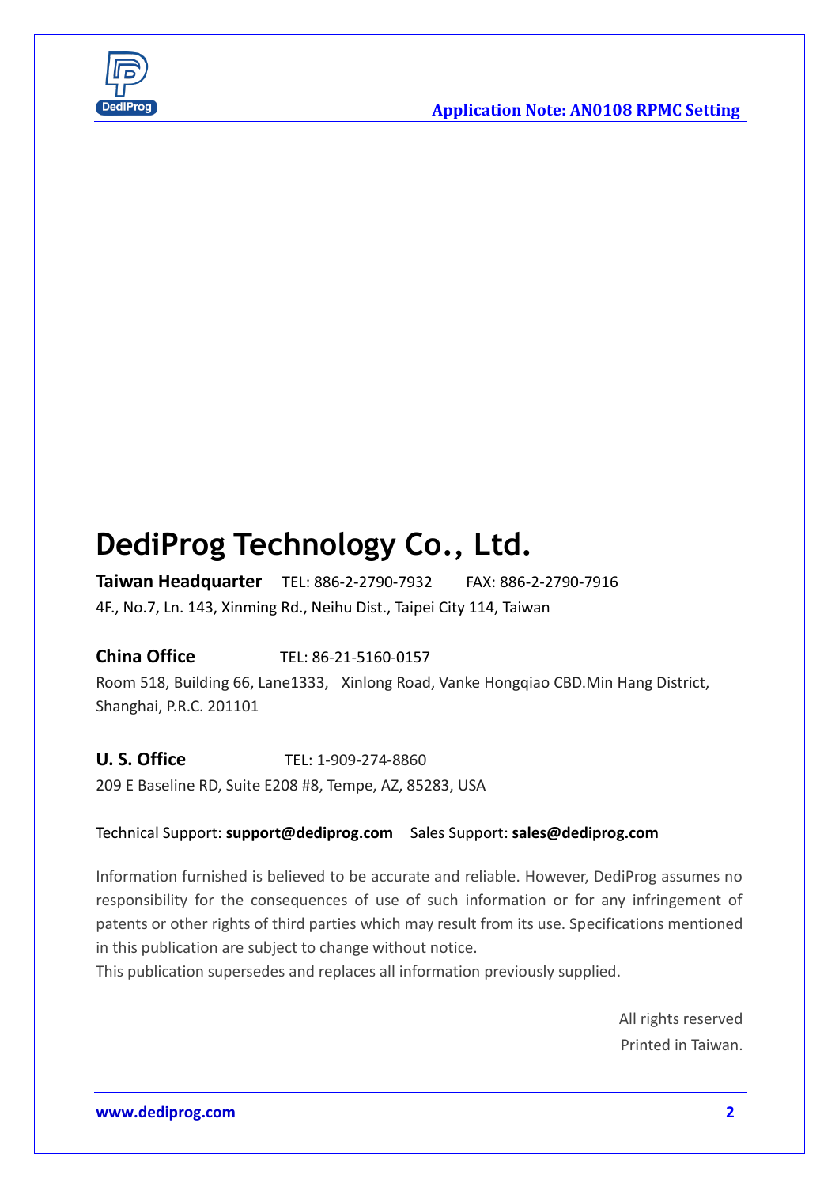# DediProg Technology Co., Ltd.

**Taiwan Headquarter** TEL: 886-2-2790-7932 FAX: 886-2-2790-7916
4F., No.7, Ln. 143, Xinming Rd., Neihu Dist., Taipei City 114, Taiwan

**China Office** TEL: 86-21-5160-0157
Room 518, Building 66, Lane1333, Xinlong Road, Vanke Hongqiao CBD.Min Hang District, Shanghai, P.R.C. 201101

**U. S. Office** TEL: 1-909-274-8860
209 E Baseline RD, Suite E208 #8, Tempe, AZ, 85283, USA

Technical Support: **support@dediprog.com** Sales Support: **sales@dediprog.com**

Information furnished is believed to be accurate and reliable. However, DediProg assumes no responsibility for the consequences of use of such information or for any infringement of patents or other rights of third parties which may result from its use. Specifications mentioned in this publication are subject to change without notice.
This publication supersedes and replaces all information previously supplied.

All rights reserved
Printed in Taiwan.